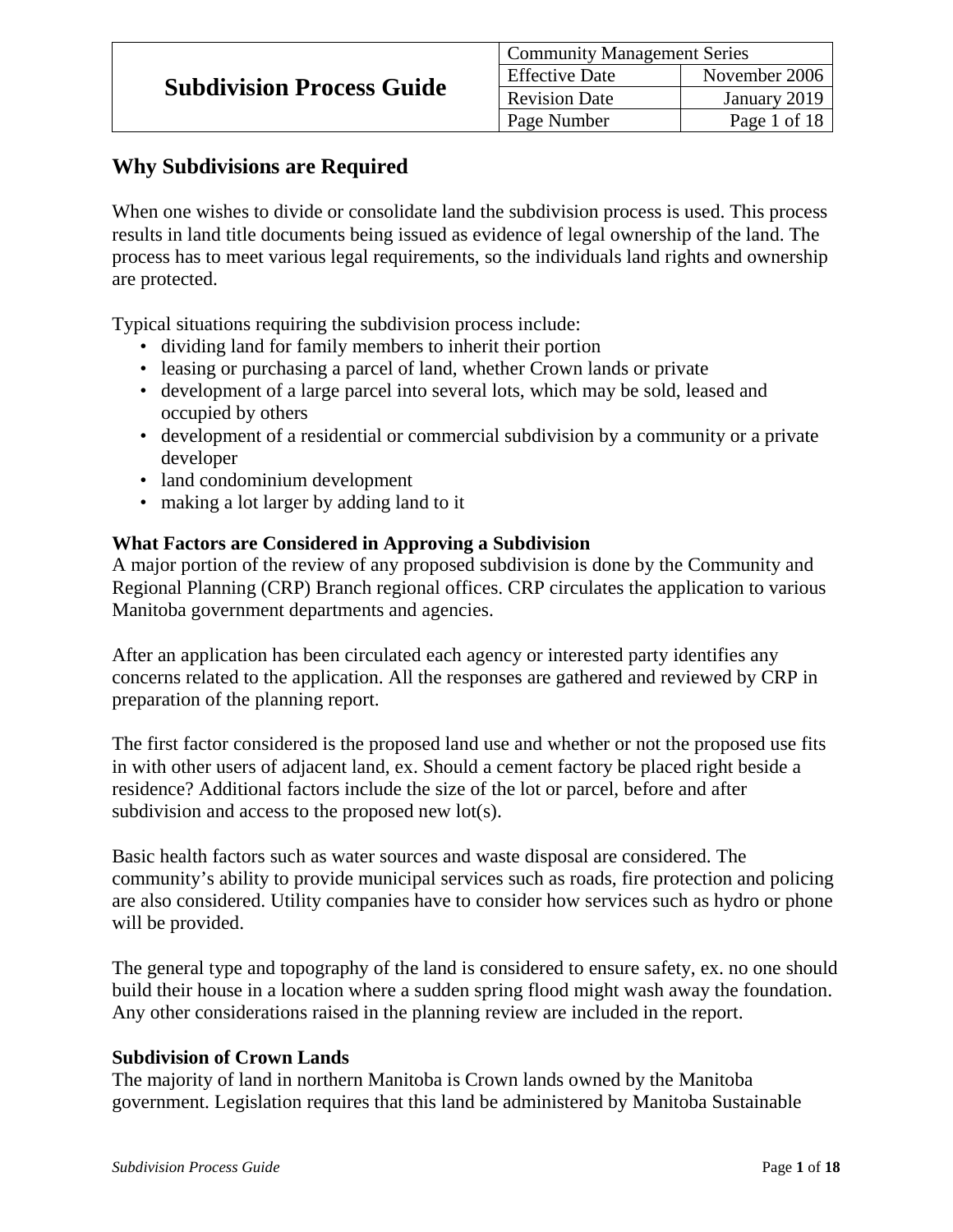# Subdivision Process Guide

| Community Management Series | |
|---|---|
| Effective Date | November 2006 |
| Revision Date | January 2019 |
| Page Number | Page 1 of 18 |

## Why Subdivisions are Required

When one wishes to divide or consolidate land the subdivision process is used. This process results in land title documents being issued as evidence of legal ownership of the land. The process has to meet various legal requirements, so the individuals land rights and ownership are protected.

Typical situations requiring the subdivision process include:

- dividing land for family members to inherit their portion
- leasing or purchasing a parcel of land, whether Crown lands or private
- development of a large parcel into several lots, which may be sold, leased and occupied by others
- development of a residential or commercial subdivision by a community or a private developer
- land condominium development
- making a lot larger by adding land to it

### What Factors are Considered in Approving a Subdivision

A major portion of the review of any proposed subdivision is done by the Community and Regional Planning (CRP) Branch regional offices. CRP circulates the application to various Manitoba government departments and agencies.

After an application has been circulated each agency or interested party identifies any concerns related to the application. All the responses are gathered and reviewed by CRP in preparation of the planning report.

The first factor considered is the proposed land use and whether or not the proposed use fits in with other users of adjacent land, ex. Should a cement factory be placed right beside a residence? Additional factors include the size of the lot or parcel, before and after subdivision and access to the proposed new lot(s).

Basic health factors such as water sources and waste disposal are considered. The community's ability to provide municipal services such as roads, fire protection and policing are also considered. Utility companies have to consider how services such as hydro or phone will be provided.

The general type and topography of the land is considered to ensure safety, ex. no one should build their house in a location where a sudden spring flood might wash away the foundation. Any other considerations raised in the planning review are included in the report.

### Subdivision of Crown Lands

The majority of land in northern Manitoba is Crown lands owned by the Manitoba government. Legislation requires that this land be administered by Manitoba Sustainable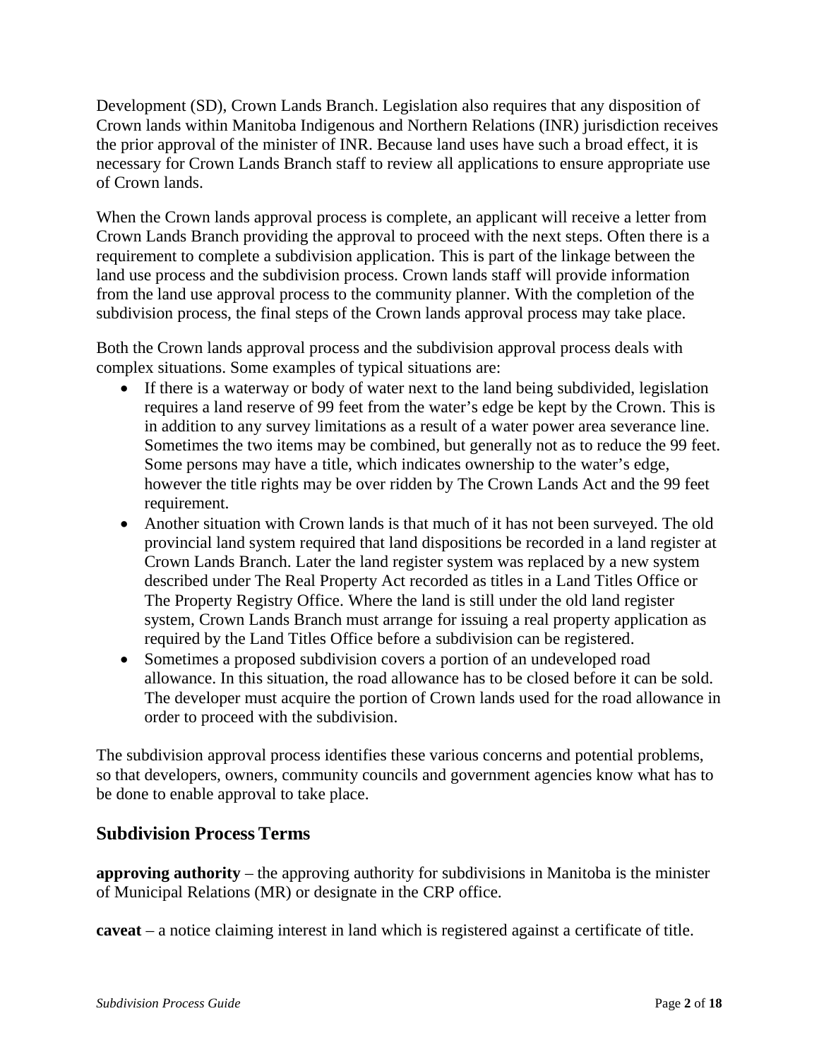Development (SD), Crown Lands Branch. Legislation also requires that any disposition of Crown lands within Manitoba Indigenous and Northern Relations (INR) jurisdiction receives the prior approval of the minister of INR. Because land uses have such a broad effect, it is necessary for Crown Lands Branch staff to review all applications to ensure appropriate use of Crown lands.

When the Crown lands approval process is complete, an applicant will receive a letter from Crown Lands Branch providing the approval to proceed with the next steps. Often there is a requirement to complete a subdivision application. This is part of the linkage between the land use process and the subdivision process. Crown lands staff will provide information from the land use approval process to the community planner. With the completion of the subdivision process, the final steps of the Crown lands approval process may take place.

Both the Crown lands approval process and the subdivision approval process deals with complex situations. Some examples of typical situations are:

- If there is a waterway or body of water next to the land being subdivided, legislation requires a land reserve of 99 feet from the water's edge be kept by the Crown. This is in addition to any survey limitations as a result of a water power area severance line. Sometimes the two items may be combined, but generally not as to reduce the 99 feet. Some persons may have a title, which indicates ownership to the water's edge, however the title rights may be over ridden by The Crown Lands Act and the 99 feet requirement.
- Another situation with Crown lands is that much of it has not been surveyed. The old provincial land system required that land dispositions be recorded in a land register at Crown Lands Branch. Later the land register system was replaced by a new system described under The Real Property Act recorded as titles in a Land Titles Office or The Property Registry Office. Where the land is still under the old land register system, Crown Lands Branch must arrange for issuing a real property application as required by the Land Titles Office before a subdivision can be registered.
- Sometimes a proposed subdivision covers a portion of an undeveloped road allowance. In this situation, the road allowance has to be closed before it can be sold. The developer must acquire the portion of Crown lands used for the road allowance in order to proceed with the subdivision.

The subdivision approval process identifies these various concerns and potential problems, so that developers, owners, community councils and government agencies know what has to be done to enable approval to take place.

## Subdivision Process Terms

**approving authority** – the approving authority for subdivisions in Manitoba is the minister of Municipal Relations (MR) or designate in the CRP office.

**caveat** – a notice claiming interest in land which is registered against a certificate of title.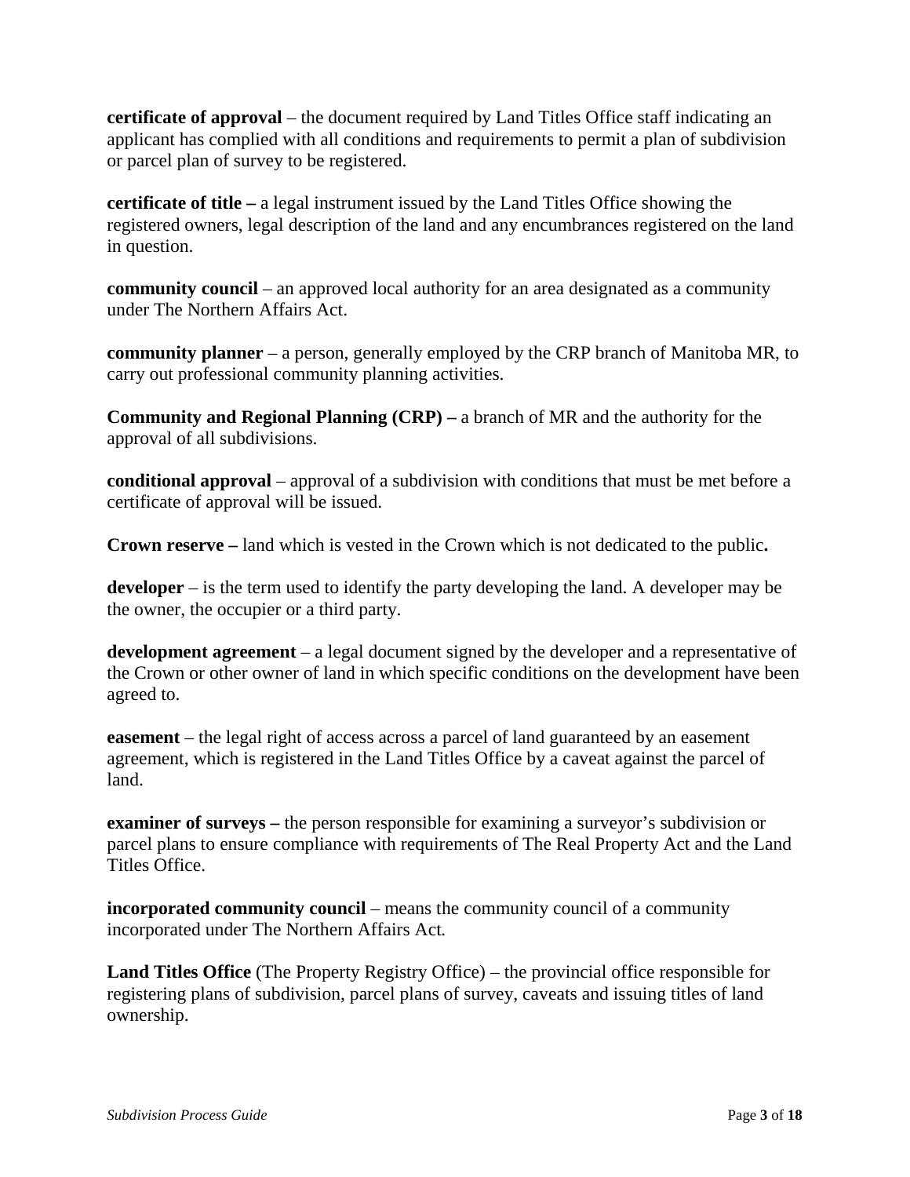**certificate of approval** – the document required by Land Titles Office staff indicating an applicant has complied with all conditions and requirements to permit a plan of subdivision or parcel plan of survey to be registered.

**certificate of title –** a legal instrument issued by the Land Titles Office showing the registered owners, legal description of the land and any encumbrances registered on the land in question.

**community council** – an approved local authority for an area designated as a community under The Northern Affairs Act.

**community planner** – a person, generally employed by the CRP branch of Manitoba MR, to carry out professional community planning activities.

**Community and Regional Planning (CRP) –** a branch of MR and the authority for the approval of all subdivisions.

**conditional approval** – approval of a subdivision with conditions that must be met before a certificate of approval will be issued.

**Crown reserve –** land which is vested in the Crown which is not dedicated to the public**.**

**developer** – is the term used to identify the party developing the land. A developer may be the owner, the occupier or a third party.

**development agreement** – a legal document signed by the developer and a representative of the Crown or other owner of land in which specific conditions on the development have been agreed to.

**easement** – the legal right of access across a parcel of land guaranteed by an easement agreement, which is registered in the Land Titles Office by a caveat against the parcel of land.

**examiner of surveys –** the person responsible for examining a surveyor's subdivision or parcel plans to ensure compliance with requirements of The Real Property Act and the Land Titles Office.

**incorporated community council** – means the community council of a community incorporated under The Northern Affairs Act.

**Land Titles Office** (The Property Registry Office) – the provincial office responsible for registering plans of subdivision, parcel plans of survey, caveats and issuing titles of land ownership.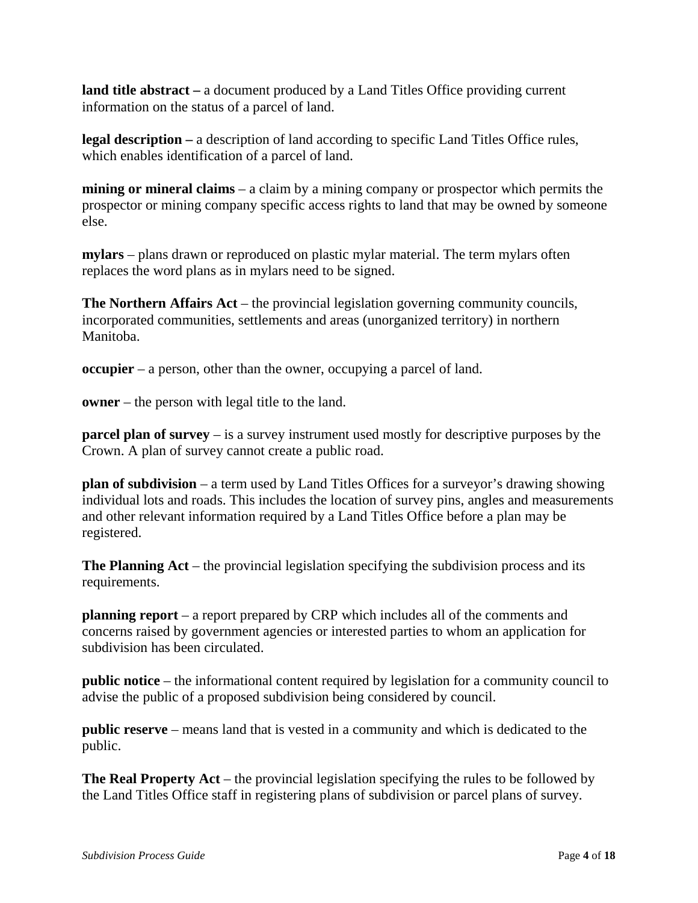**land title abstract –** a document produced by a Land Titles Office providing current information on the status of a parcel of land.

**legal description –** a description of land according to specific Land Titles Office rules, which enables identification of a parcel of land.

**mining or mineral claims** – a claim by a mining company or prospector which permits the prospector or mining company specific access rights to land that may be owned by someone else.

**mylars** – plans drawn or reproduced on plastic mylar material. The term mylars often replaces the word plans as in mylars need to be signed.

**The Northern Affairs Act** – the provincial legislation governing community councils, incorporated communities, settlements and areas (unorganized territory) in northern Manitoba.

**occupier** – a person, other than the owner, occupying a parcel of land.

**owner** – the person with legal title to the land.

**parcel plan of survey** – is a survey instrument used mostly for descriptive purposes by the Crown. A plan of survey cannot create a public road.

**plan of subdivision** – a term used by Land Titles Offices for a surveyor's drawing showing individual lots and roads. This includes the location of survey pins, angles and measurements and other relevant information required by a Land Titles Office before a plan may be registered.

**The Planning Act** – the provincial legislation specifying the subdivision process and its requirements.

**planning report** – a report prepared by CRP which includes all of the comments and concerns raised by government agencies or interested parties to whom an application for subdivision has been circulated.

**public notice** – the informational content required by legislation for a community council to advise the public of a proposed subdivision being considered by council.

**public reserve** – means land that is vested in a community and which is dedicated to the public.

**The Real Property Act** – the provincial legislation specifying the rules to be followed by the Land Titles Office staff in registering plans of subdivision or parcel plans of survey.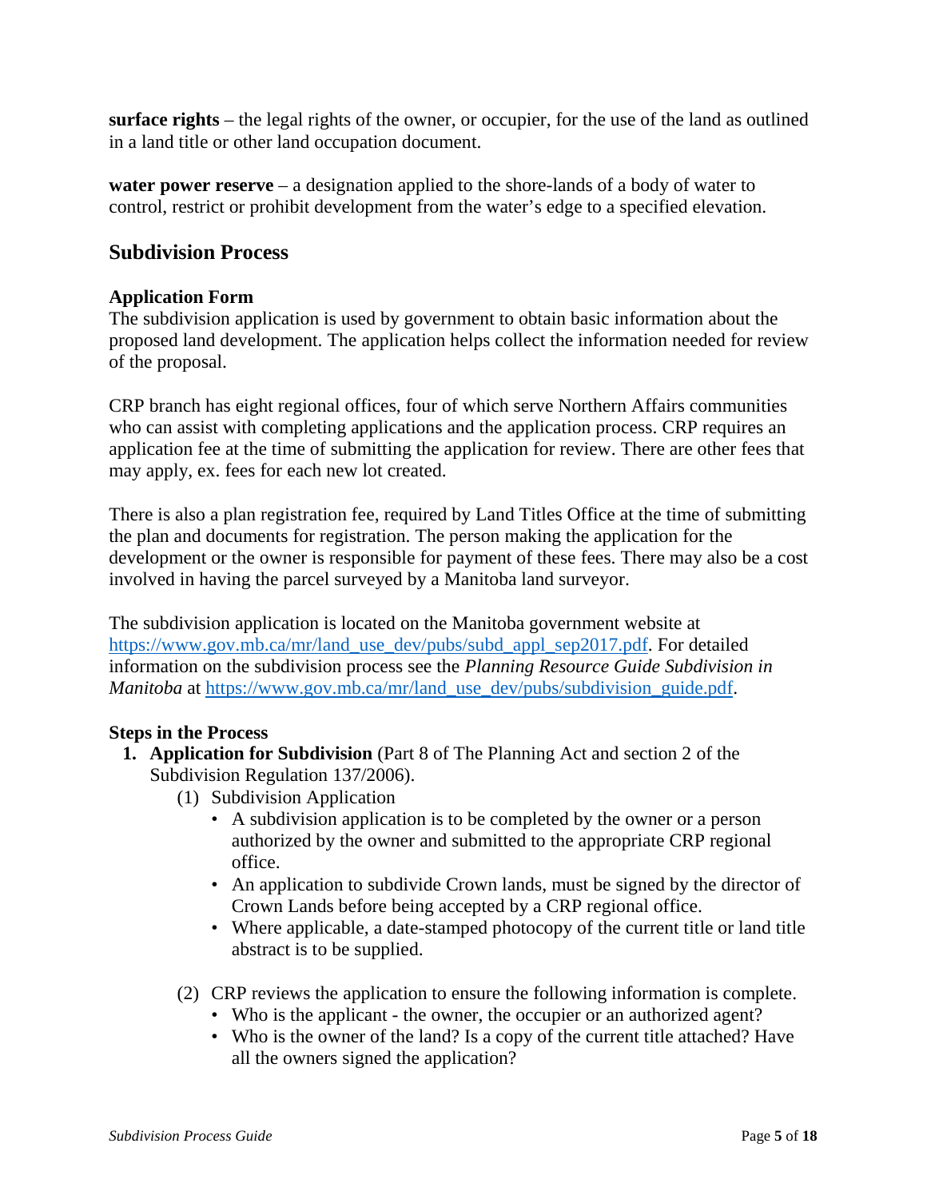**surface rights** – the legal rights of the owner, or occupier, for the use of the land as outlined in a land title or other land occupation document.

**water power reserve** – a designation applied to the shore-lands of a body of water to control, restrict or prohibit development from the water's edge to a specified elevation.

## Subdivision Process

### Application Form

The subdivision application is used by government to obtain basic information about the proposed land development. The application helps collect the information needed for review of the proposal.

CRP branch has eight regional offices, four of which serve Northern Affairs communities who can assist with completing applications and the application process. CRP requires an application fee at the time of submitting the application for review. There are other fees that may apply, ex. fees for each new lot created.

There is also a plan registration fee, required by Land Titles Office at the time of submitting the plan and documents for registration. The person making the application for the development or the owner is responsible for payment of these fees. There may also be a cost involved in having the parcel surveyed by a Manitoba land surveyor.

The subdivision application is located on the Manitoba government website at [https://www.gov.mb.ca/mr/land_use_dev/pubs/subd_appl_sep2017.pdf](https://www.gov.mb.ca/mr/land_use_dev/pubs/subd_appl_sep2017.pdf). For detailed information on the subdivision process see the *Planning Resource Guide Subdivision in Manitoba* at [https://www.gov.mb.ca/mr/land_use_dev/pubs/subdivision_guide.pdf](https://www.gov.mb.ca/mr/land_use_dev/pubs/subdivision_guide.pdf).

### Steps in the Process

1. **Application for Subdivision** (Part 8 of The Planning Act and section 2 of the Subdivision Regulation 137/2006).
   - (1) Subdivision Application
     - A subdivision application is to be completed by the owner or a person authorized by the owner and submitted to the appropriate CRP regional office.
     - An application to subdivide Crown lands, must be signed by the director of Crown Lands before being accepted by a CRP regional office.
     - Where applicable, a date-stamped photocopy of the current title or land title abstract is to be supplied.
   - (2) CRP reviews the application to ensure the following information is complete.
     - Who is the applicant - the owner, the occupier or an authorized agent?
     - Who is the owner of the land? Is a copy of the current title attached? Have all the owners signed the application?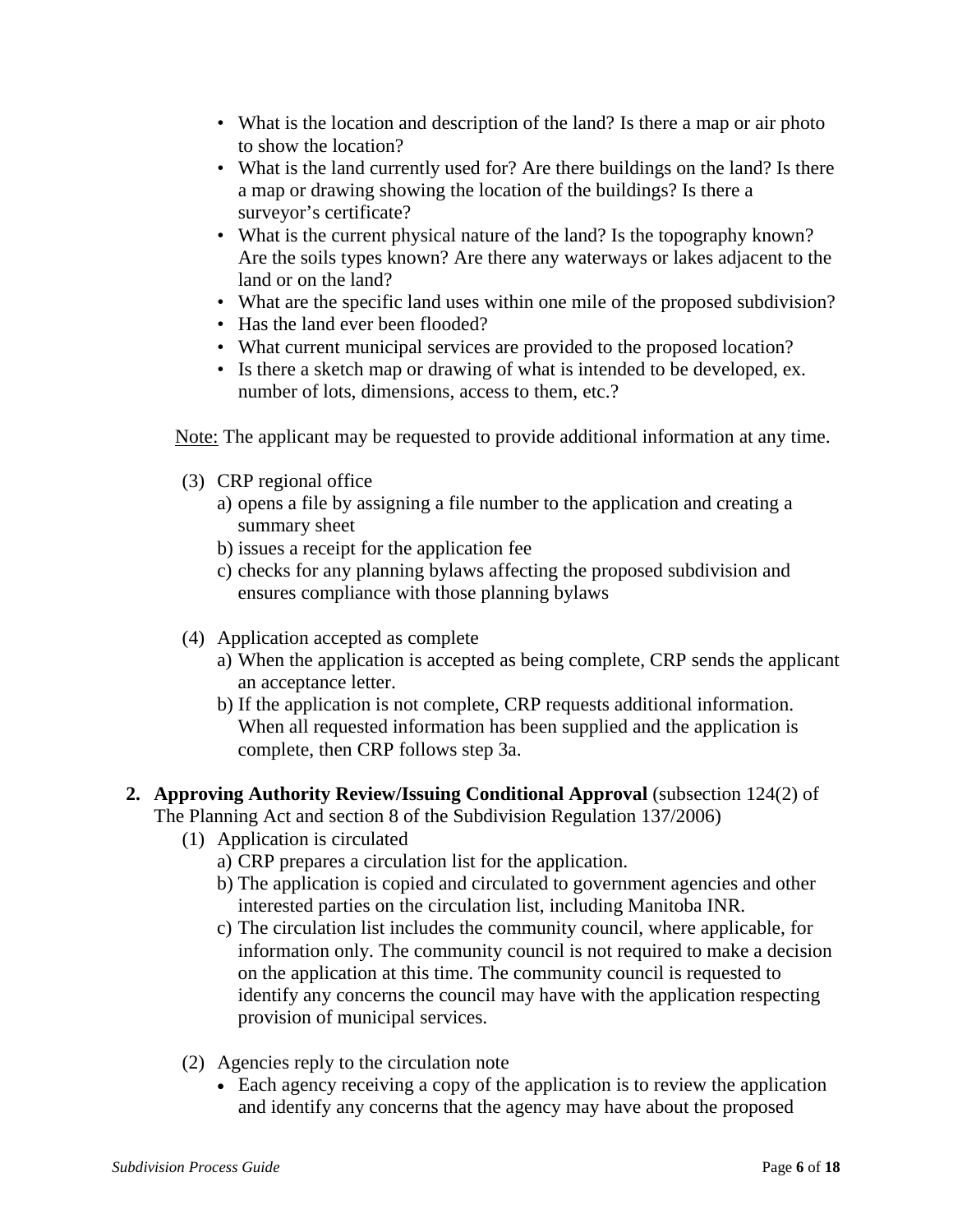- What is the location and description of the land? Is there a map or air photo to show the location?
- What is the land currently used for? Are there buildings on the land? Is there a map or drawing showing the location of the buildings? Is there a surveyor's certificate?
- What is the current physical nature of the land? Is the topography known? Are the soils types known? Are there any waterways or lakes adjacent to the land or on the land?
- What are the specific land uses within one mile of the proposed subdivision?
- Has the land ever been flooded?
- What current municipal services are provided to the proposed location?
- Is there a sketch map or drawing of what is intended to be developed, ex. number of lots, dimensions, access to them, etc.?

Note: The applicant may be requested to provide additional information at any time.

(3) CRP regional office
   a) opens a file by assigning a file number to the application and creating a summary sheet
   b) issues a receipt for the application fee
   c) checks for any planning bylaws affecting the proposed subdivision and ensures compliance with those planning bylaws

(4) Application accepted as complete
   a) When the application is accepted as being complete, CRP sends the applicant an acceptance letter.
   b) If the application is not complete, CRP requests additional information. When all requested information has been supplied and the application is complete, then CRP follows step 3a.

**2. Approving Authority Review/Issuing Conditional Approval** (subsection 124(2) of The Planning Act and section 8 of the Subdivision Regulation 137/2006)

(1) Application is circulated
   a) CRP prepares a circulation list for the application.
   b) The application is copied and circulated to government agencies and other interested parties on the circulation list, including Manitoba INR.
   c) The circulation list includes the community council, where applicable, for information only. The community council is not required to make a decision on the application at this time. The community council is requested to identify any concerns the council may have with the application respecting provision of municipal services.

(2) Agencies reply to the circulation note
   - Each agency receiving a copy of the application is to review the application and identify any concerns that the agency may have about the proposed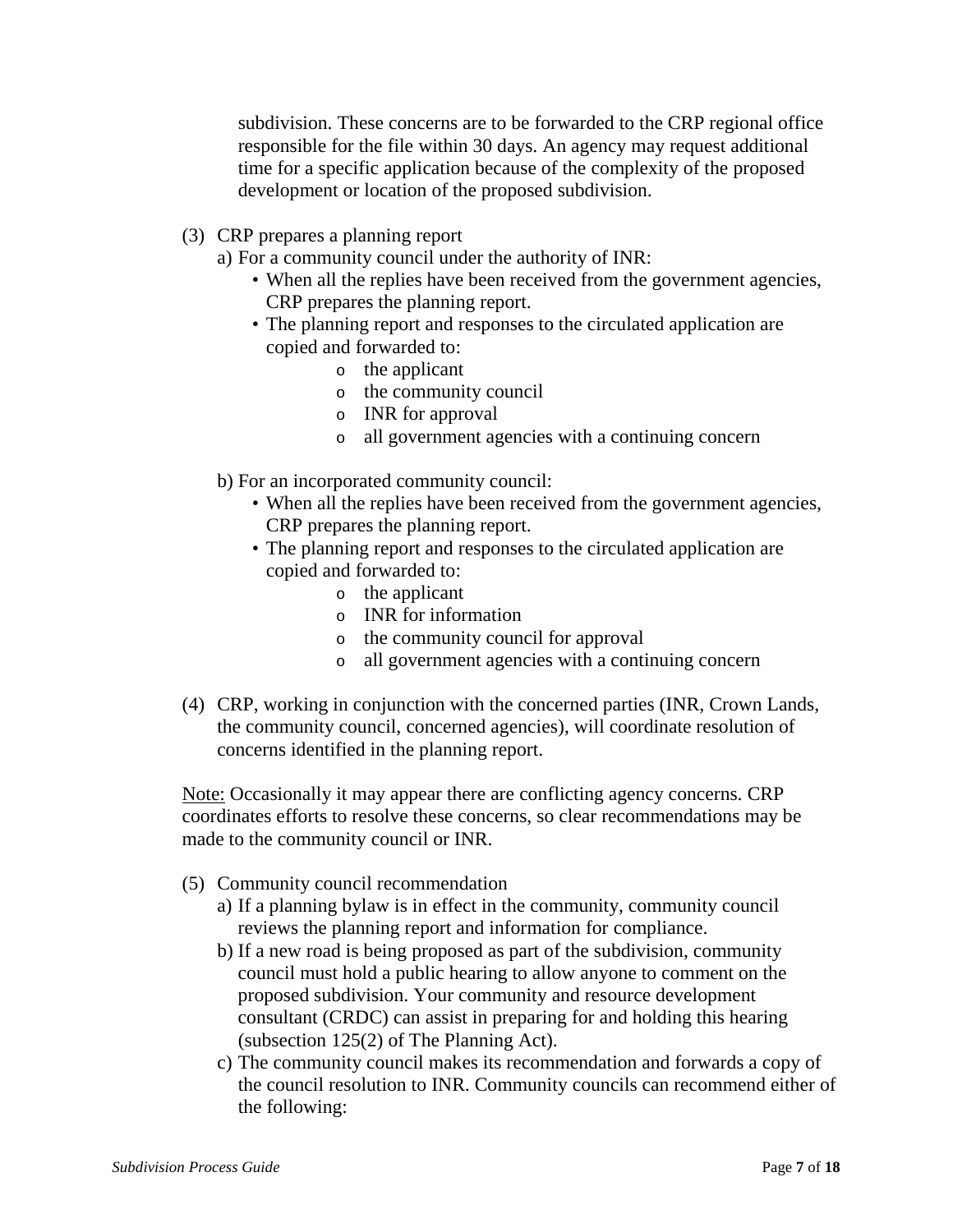subdivision. These concerns are to be forwarded to the CRP regional office responsible for the file within 30 days. An agency may request additional time for a specific application because of the complexity of the proposed development or location of the proposed subdivision.

(3) CRP prepares a planning report

a) For a community council under the authority of INR:
   - When all the replies have been received from the government agencies, CRP prepares the planning report.
   - The planning report and responses to the circulated application are copied and forwarded to:
     - the applicant
     - the community council
     - INR for approval
     - all government agencies with a continuing concern

b) For an incorporated community council:
   - When all the replies have been received from the government agencies, CRP prepares the planning report.
   - The planning report and responses to the circulated application are copied and forwarded to:
     - the applicant
     - INR for information
     - the community council for approval
     - all government agencies with a continuing concern

(4) CRP, working in conjunction with the concerned parties (INR, Crown Lands, the community council, concerned agencies), will coordinate resolution of concerns identified in the planning report.

Note: Occasionally it may appear there are conflicting agency concerns. CRP coordinates efforts to resolve these concerns, so clear recommendations may be made to the community council or INR.

(5) Community council recommendation

a) If a planning bylaw is in effect in the community, community council reviews the planning report and information for compliance.

b) If a new road is being proposed as part of the subdivision, community council must hold a public hearing to allow anyone to comment on the proposed subdivision. Your community and resource development consultant (CRDC) can assist in preparing for and holding this hearing (subsection 125(2) of The Planning Act).

c) The community council makes its recommendation and forwards a copy of the council resolution to INR. Community councils can recommend either of the following: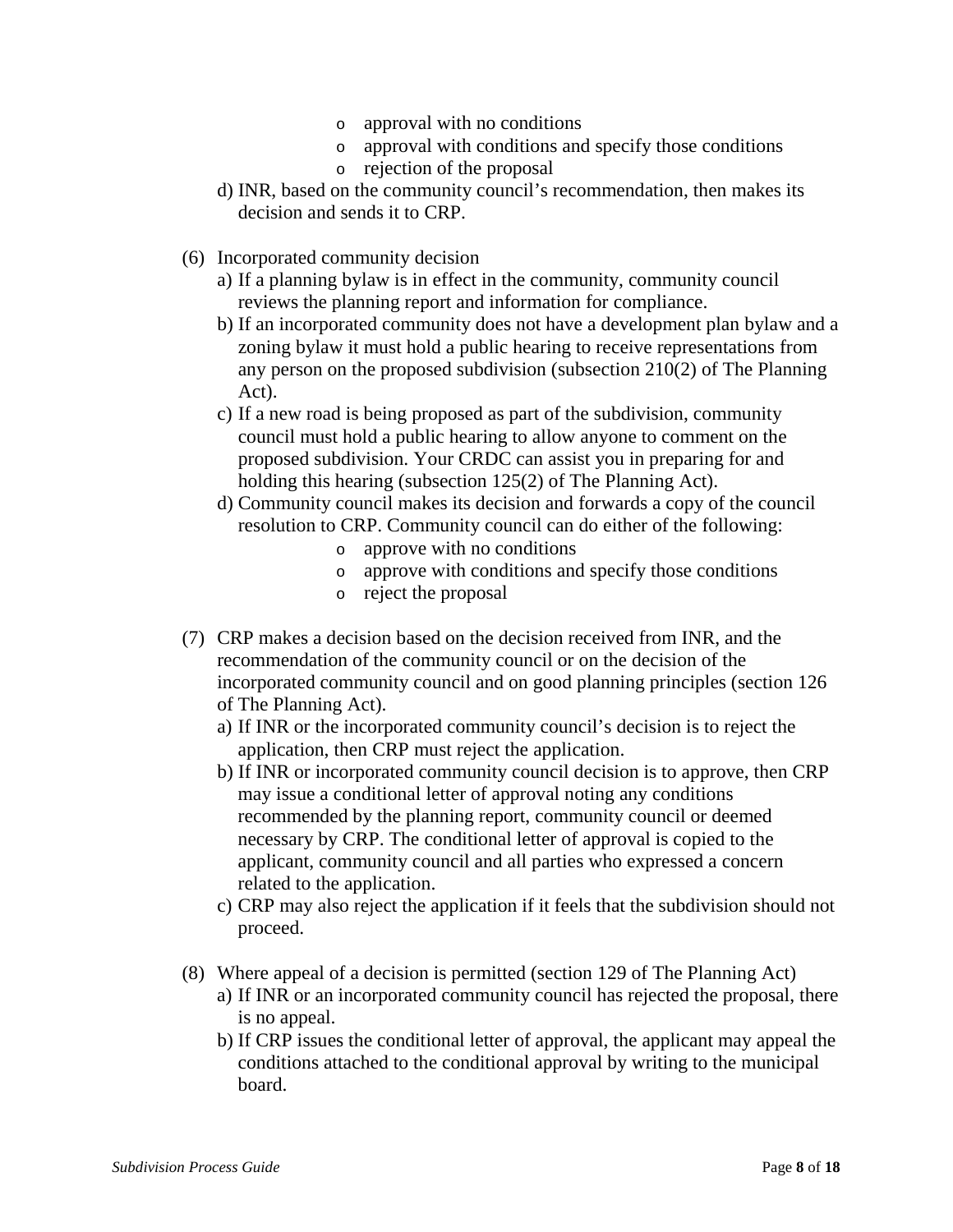- approval with no conditions
- approval with conditions and specify those conditions
- rejection of the proposal

d) INR, based on the community council's recommendation, then makes its decision and sends it to CRP.

(6) Incorporated community decision

a) If a planning bylaw is in effect in the community, community council reviews the planning report and information for compliance.

b) If an incorporated community does not have a development plan bylaw and a zoning bylaw it must hold a public hearing to receive representations from any person on the proposed subdivision (subsection 210(2) of The Planning Act).

c) If a new road is being proposed as part of the subdivision, community council must hold a public hearing to allow anyone to comment on the proposed subdivision. Your CRDC can assist you in preparing for and holding this hearing (subsection 125(2) of The Planning Act).

d) Community council makes its decision and forwards a copy of the council resolution to CRP. Community council can do either of the following:

- approve with no conditions
- approve with conditions and specify those conditions
- reject the proposal

(7) CRP makes a decision based on the decision received from INR, and the recommendation of the community council or on the decision of the incorporated community council and on good planning principles (section 126 of The Planning Act).

a) If INR or the incorporated community council's decision is to reject the application, then CRP must reject the application.

b) If INR or incorporated community council decision is to approve, then CRP may issue a conditional letter of approval noting any conditions recommended by the planning report, community council or deemed necessary by CRP. The conditional letter of approval is copied to the applicant, community council and all parties who expressed a concern related to the application.

c) CRP may also reject the application if it feels that the subdivision should not proceed.

(8) Where appeal of a decision is permitted (section 129 of The Planning Act)

a) If INR or an incorporated community council has rejected the proposal, there is no appeal.

b) If CRP issues the conditional letter of approval, the applicant may appeal the conditions attached to the conditional approval by writing to the municipal board.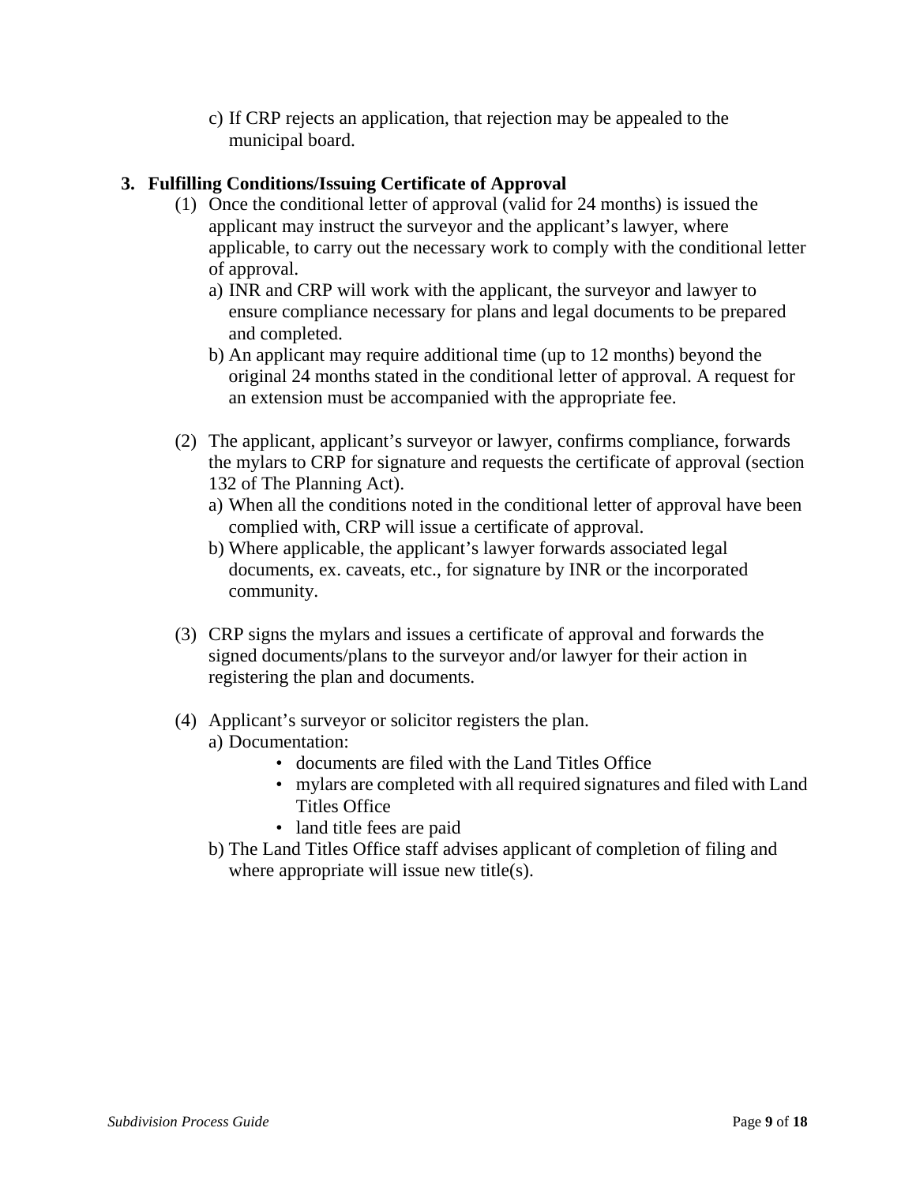c) If CRP rejects an application, that rejection may be appealed to the municipal board.

**3. Fulfilling Conditions/Issuing Certificate of Approval**

(1) Once the conditional letter of approval (valid for 24 months) is issued the applicant may instruct the surveyor and the applicant's lawyer, where applicable, to carry out the necessary work to comply with the conditional letter of approval.

   a) INR and CRP will work with the applicant, the surveyor and lawyer to ensure compliance necessary for plans and legal documents to be prepared and completed.

   b) An applicant may require additional time (up to 12 months) beyond the original 24 months stated in the conditional letter of approval. A request for an extension must be accompanied with the appropriate fee.

(2) The applicant, applicant's surveyor or lawyer, confirms compliance, forwards the mylars to CRP for signature and requests the certificate of approval (section 132 of The Planning Act).

   a) When all the conditions noted in the conditional letter of approval have been complied with, CRP will issue a certificate of approval.

   b) Where applicable, the applicant's lawyer forwards associated legal documents, ex. caveats, etc., for signature by INR or the incorporated community.

(3) CRP signs the mylars and issues a certificate of approval and forwards the signed documents/plans to the surveyor and/or lawyer for their action in registering the plan and documents.

(4) Applicant's surveyor or solicitor registers the plan.

   a) Documentation:
      - documents are filed with the Land Titles Office
      - mylars are completed with all required signatures and filed with Land Titles Office
      - land title fees are paid

   b) The Land Titles Office staff advises applicant of completion of filing and where appropriate will issue new title(s).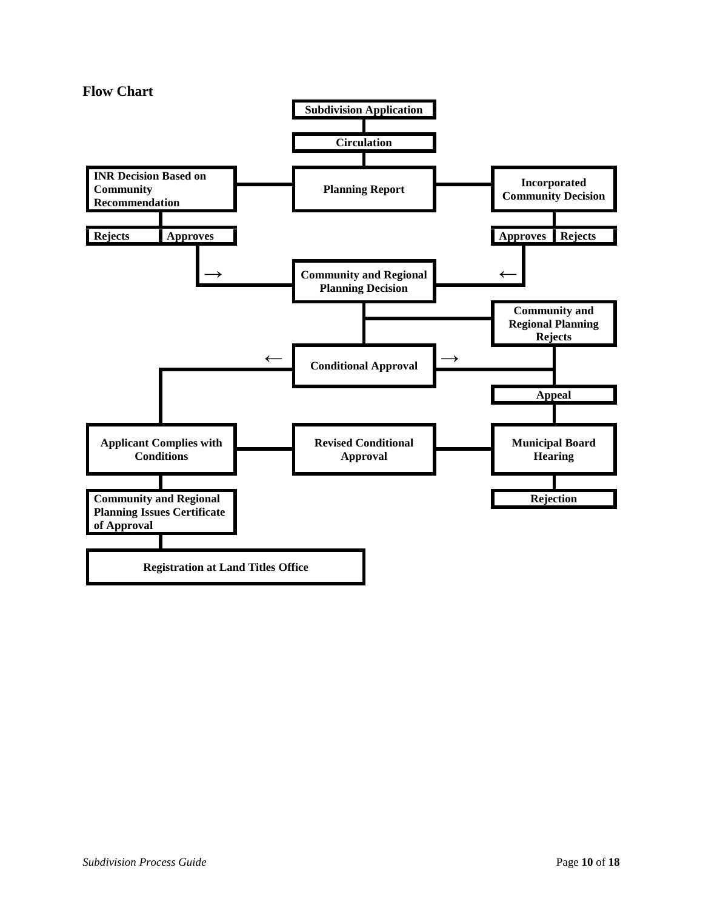## Flow Chart

**Subdivision Application**

**Circulation**

**INR Decision Based on Community Recommendation** | **Planning Report** | **Incorporated Community Decision**

**Rejects** | **Approves** | **Approves** | **Rejects**

→ **Community and Regional Planning Decision** ←

**Community and Regional Planning Rejects**

← **Conditional Approval** →

**Appeal**

**Applicant Complies with Conditions** | **Revised Conditional Approval** | **Municipal Board Hearing**

**Community and Regional Planning Issues Certificate of Approval** | **Rejection**

**Registration at Land Titles Office**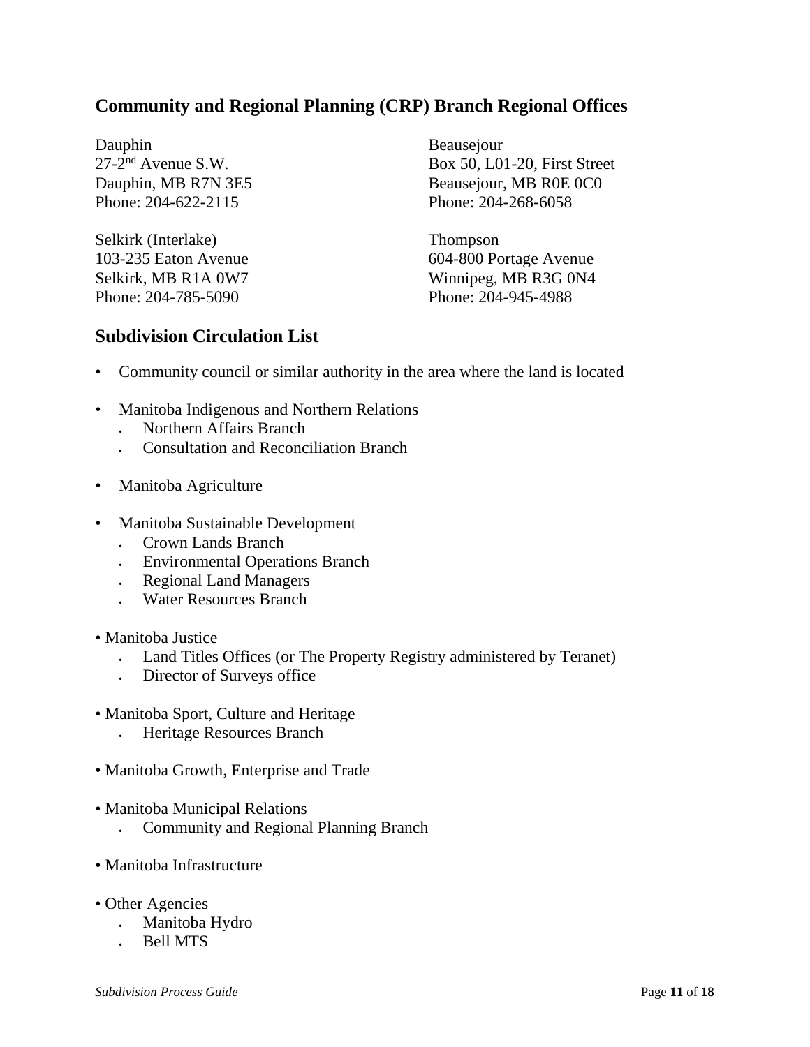## Community and Regional Planning (CRP) Branch Regional Offices

Dauphin
27-2nd Avenue S.W.
Dauphin, MB R7N 3E5
Phone: 204-622-2115

Beausejour
Box 50, L01-20, First Street
Beausejour, MB R0E 0C0
Phone: 204-268-6058

Selkirk (Interlake)
103-235 Eaton Avenue
Selkirk, MB R1A 0W7
Phone: 204-785-5090

Thompson
604-800 Portage Avenue
Winnipeg, MB R3G 0N4
Phone: 204-945-4988

## Subdivision Circulation List

- Community council or similar authority in the area where the land is located
- Manitoba Indigenous and Northern Relations
  - Northern Affairs Branch
  - Consultation and Reconciliation Branch
- Manitoba Agriculture
- Manitoba Sustainable Development
  - Crown Lands Branch
  - Environmental Operations Branch
  - Regional Land Managers
  - Water Resources Branch
- Manitoba Justice
  - Land Titles Offices (or The Property Registry administered by Teranet)
  - Director of Surveys office
- Manitoba Sport, Culture and Heritage
  - Heritage Resources Branch
- Manitoba Growth, Enterprise and Trade
- Manitoba Municipal Relations
  - Community and Regional Planning Branch
- Manitoba Infrastructure
- Other Agencies
  - Manitoba Hydro
  - Bell MTS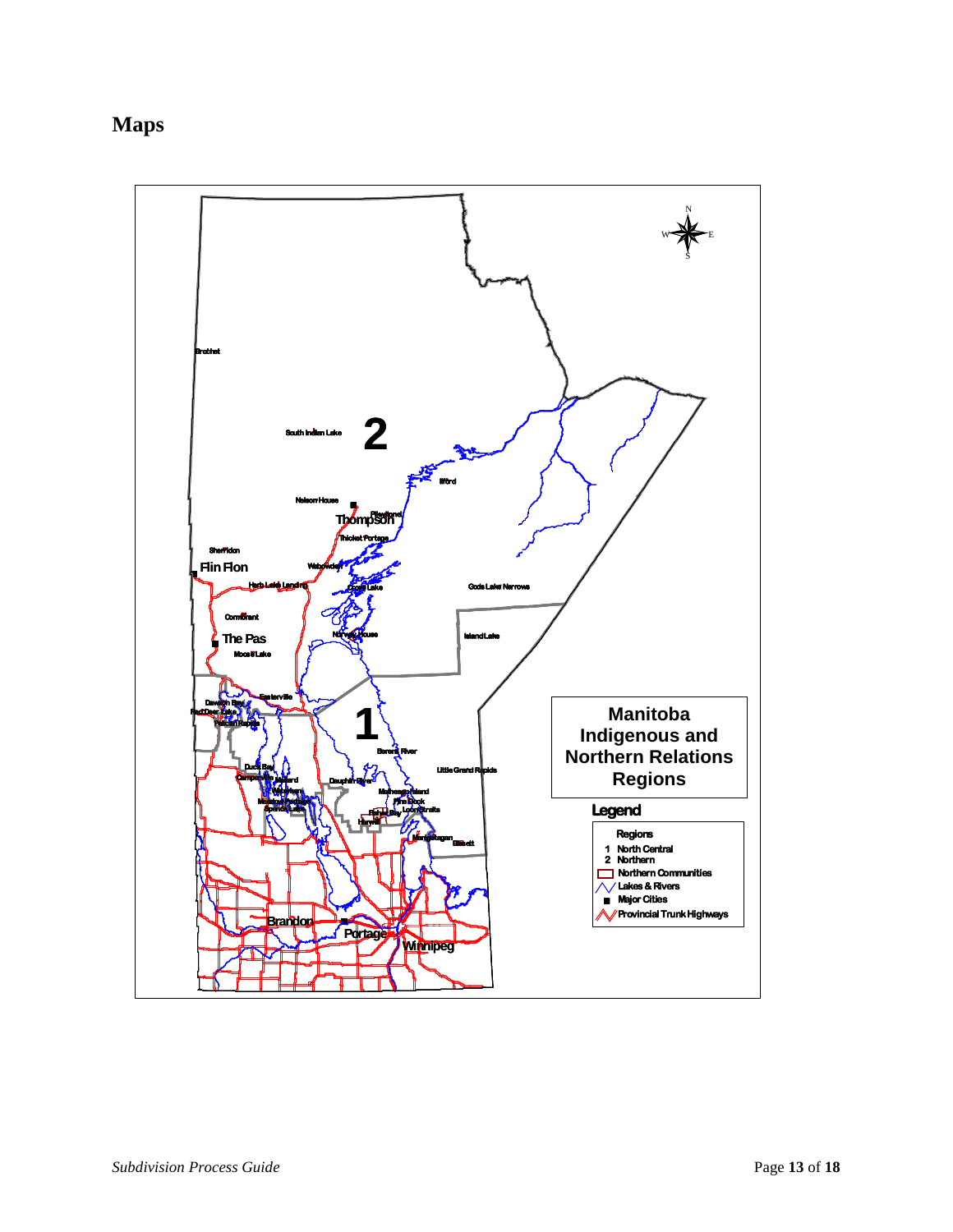# Maps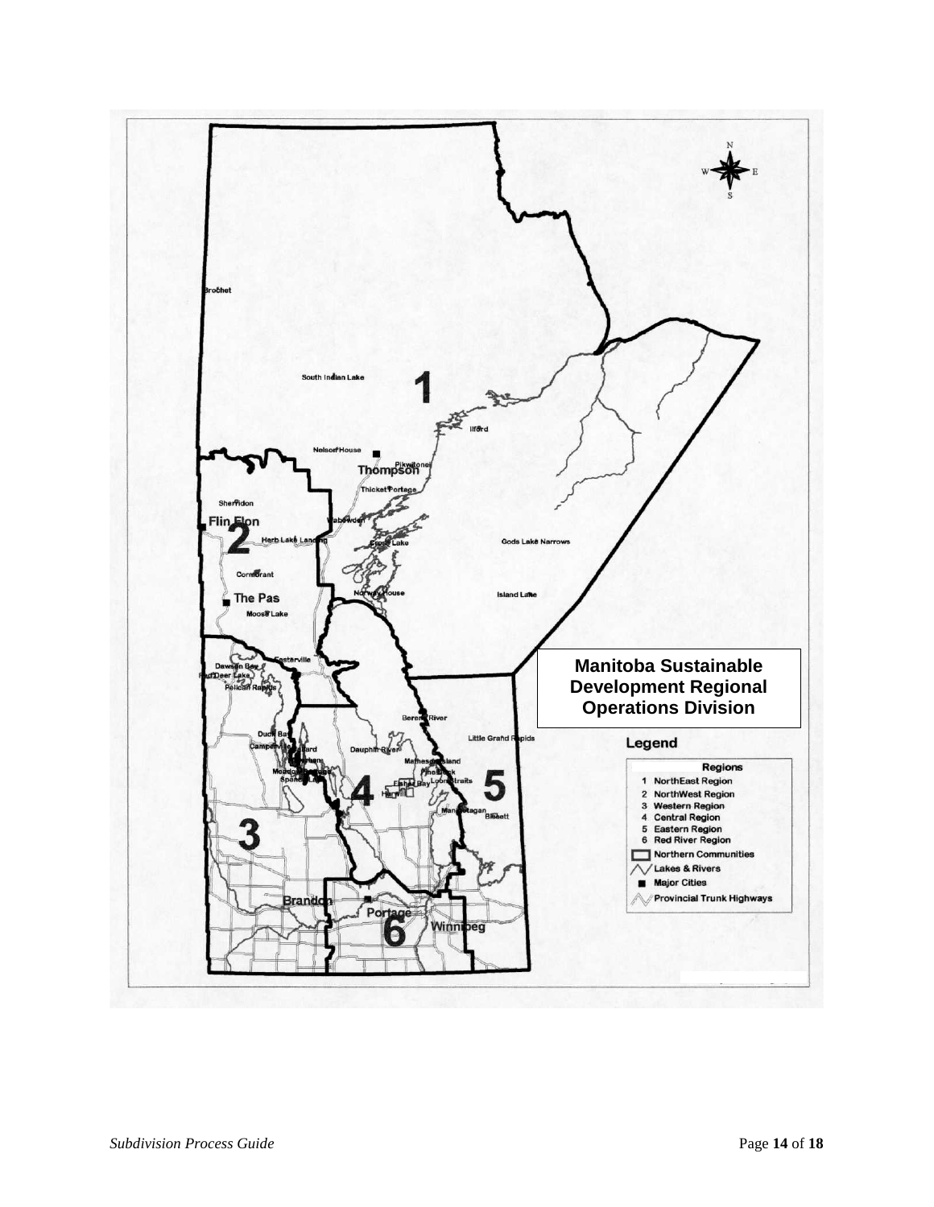**Manitoba Sustainable Development Regional Operations Division**

**Legend**

**Regions**

1 NorthEast Region
2 NorthWest Region
3 Western Region
4 Central Region
5 Eastern Region
6 Red River Region

Northern Communities
Lakes & Rivers
Major Cities
Provincial Trunk Highways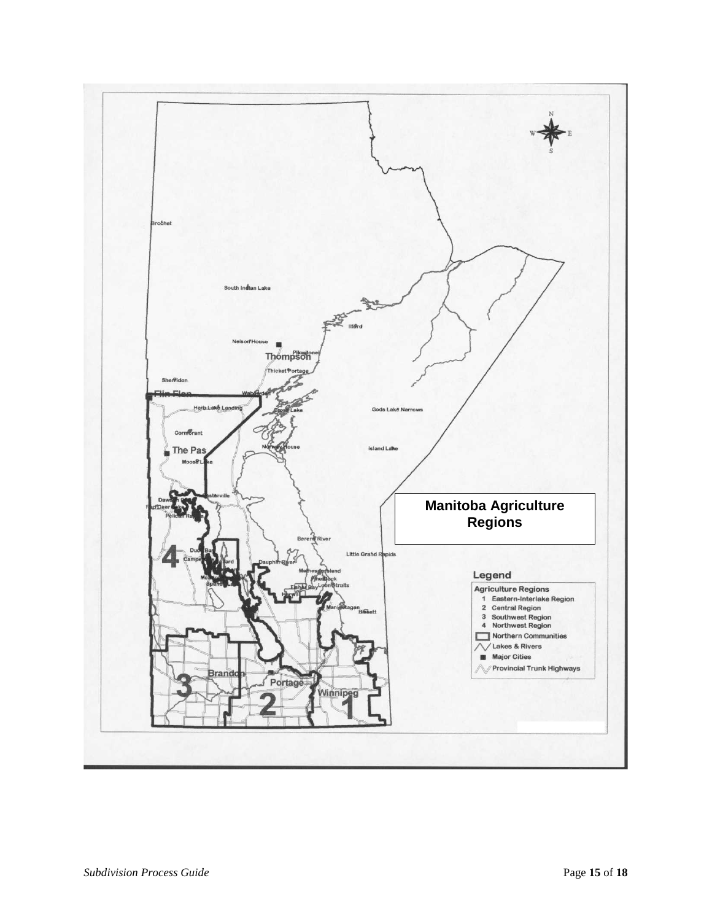**Manitoba Agriculture Regions**

**Legend**

**Agriculture Regions**

1 Eastern-Interlake Region
2 Central Region
3 Southwest Region
4 Northwest Region

Northern Communities
Lakes & Rivers
Major Cities
Provincial Trunk Highways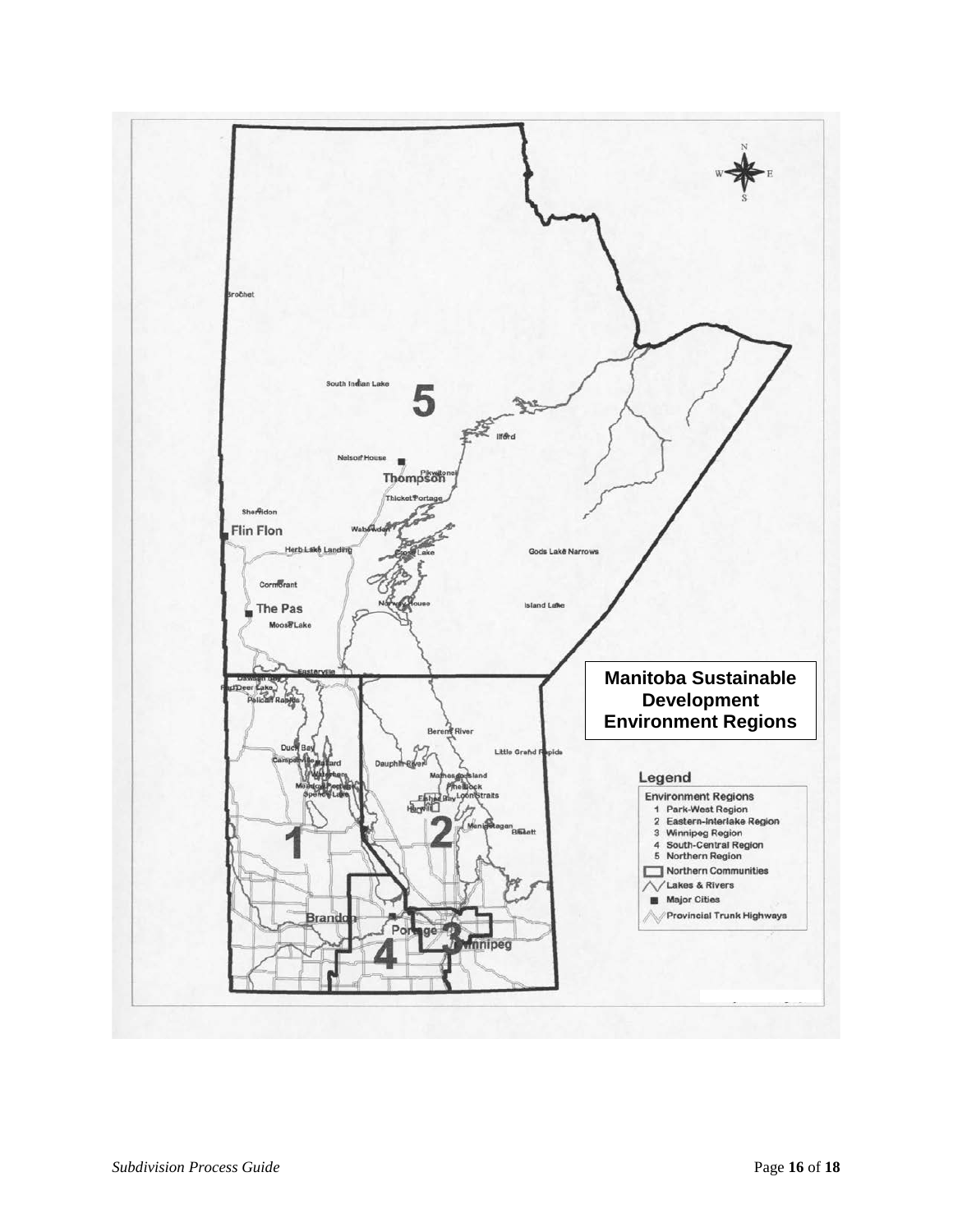**Manitoba Sustainable Development Environment Regions**

Legend

Environment Regions
1 Park-West Region
2 Eastern-Interlake Region
3 Winnipeg Region
4 South-Central Region
5 Northern Region

Northern Communities

Lakes & Rivers

Major Cities

Provincial Trunk Highways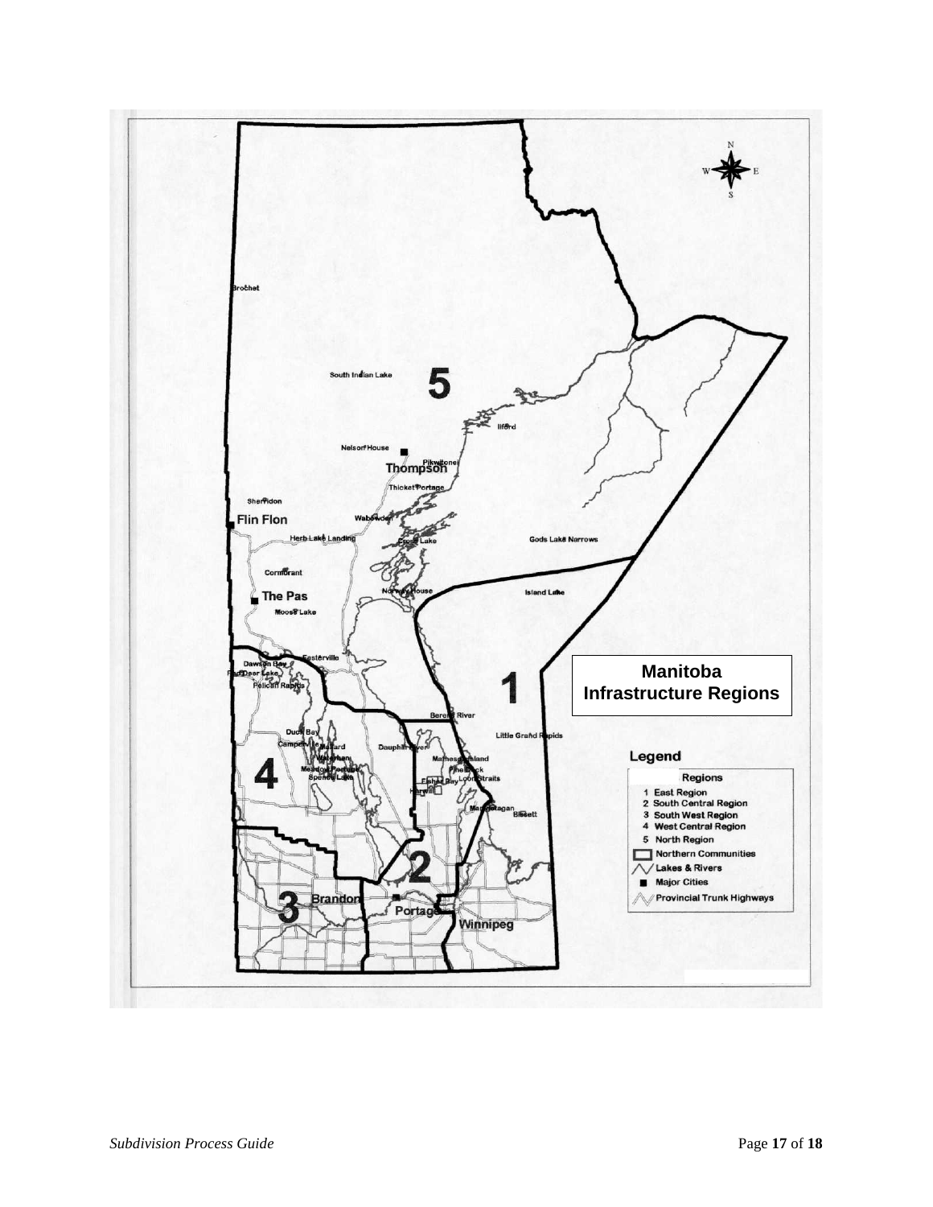# Manitoba Infrastructure Regions

**Legend**

**Regions**

1. East Region
2. South Central Region
3. South West Region
4. West Central Region
5. North Region

- Northern Communities
- Lakes & Rivers
- Major Cities
- Provincial Trunk Highways

Brochet, South Indian Lake, Ilford, Nelson House, Thompson, Pikwitonei, Thicket Portage, Sherridon, Flin Flon, Wabowden, Herb Lake Landing, Cross Lake, Gods Lake Narrows, Cormorant, Norway House, Island Lake, The Pas, Moose Lake, Easterville, Dawson Bay, Red Deer Lake, Pelican Rapids, Berens River, Little Grand Rapids, Duck Bay, Camperville, Ballard, Waterhen, Meadow Portage, Spence Lake, Dauphin River, Matheson Island, Pine Dock, Loon Straits, Fisher Bay, Harwill, Manigotagan, Bissett, Brandon, Portage, Winnipeg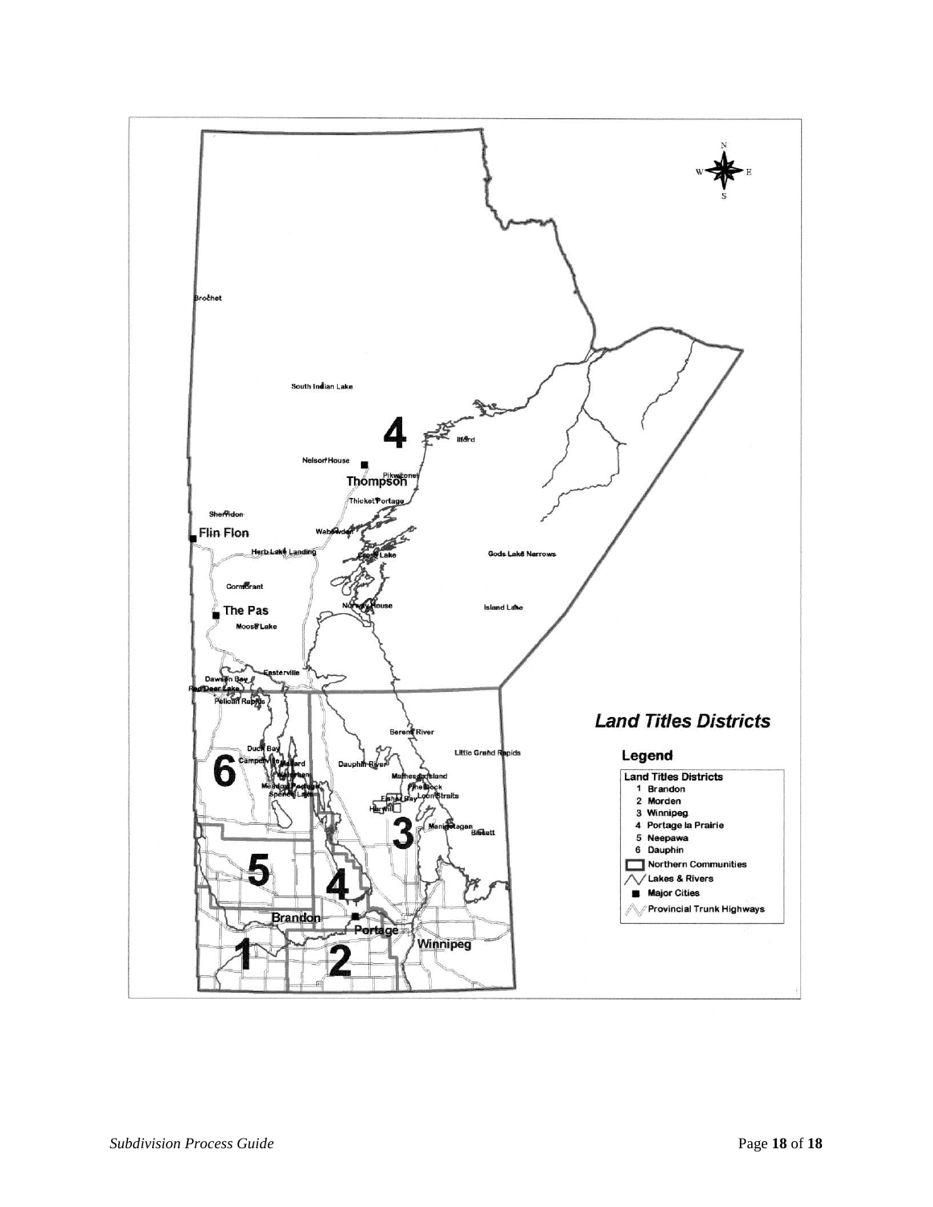Land Titles Districts

Legend

Land Titles Districts
1 Brandon
2 Morden
3 Winnipeg
4 Portage la Prairie
5 Neepawa
6 Dauphin

Northern Communities
Lakes & Rivers
Major Cities
Provincial Trunk Highways

Brochet
South Indian Lake
4
Ilford
Nelson House
Thompson
Pikwitonei
Thicket Portage
Sherridon
Flin Flon
Wabowden
Herb Lake Landing
Cross Lake
Gods Lake Narrows
Cormorant
Norway House
Island Lake
The Pas
Moose Lake
Easterville
Dawson Bay
Red Deer Lake
Pelican Rapids
Berens River
Duck Bay
Little Grand Rapids
Camperville
Mallard
6
Dauphin River
Waterhen
Matheson Island
Meadow Portage
Pine Dock
Spence Lake
Fisher Bay
Loon Straits
Harwill
3
Manigotagan
Bissett
5
4
Brandon
Portage
Winnipeg
1
2